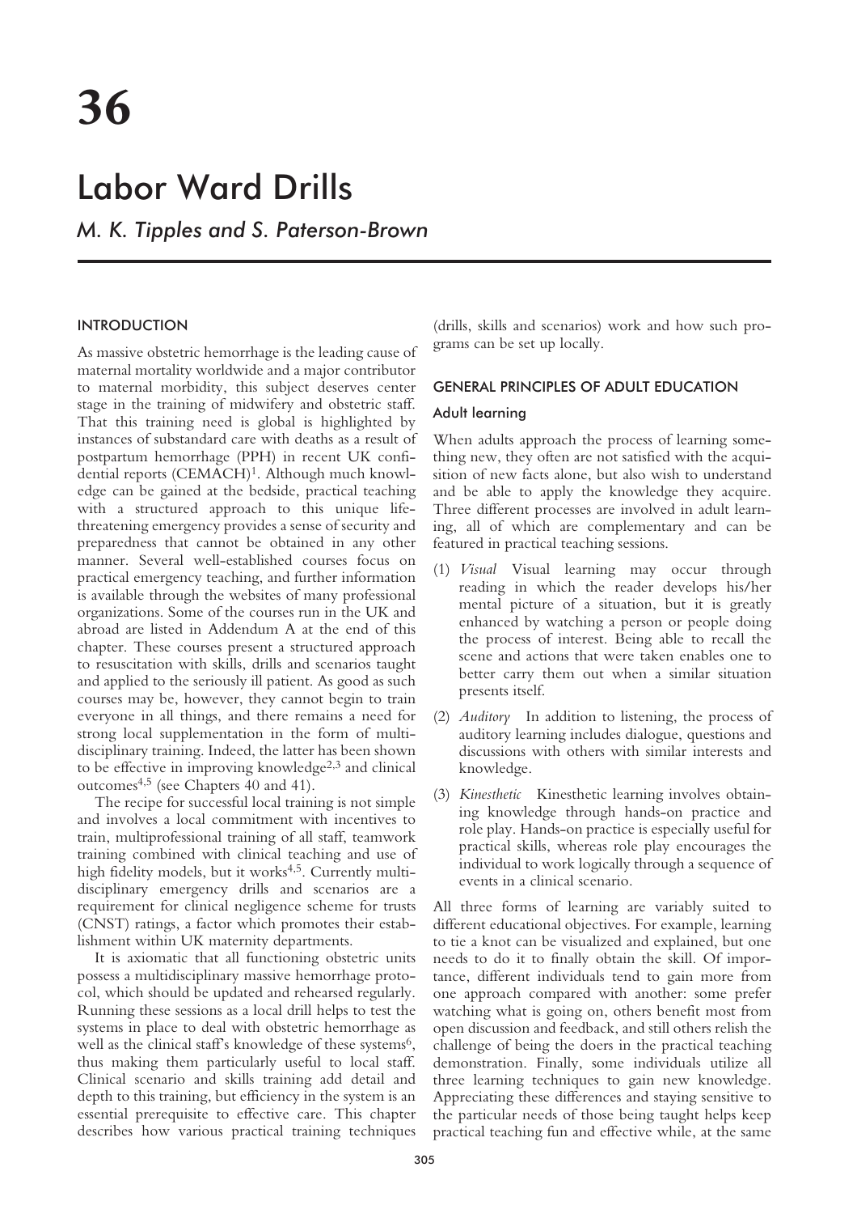# 36

# Labor Ward Drills

*M. K. Tipples and S. Paterson-Brown*

## INTRODUCTION

As massive obstetric hemorrhage is the leading cause of maternal mortality worldwide and a major contributor to maternal morbidity, this subject deserves center stage in the training of midwifery and obstetric staff. That this training need is global is highlighted by instances of substandard care with deaths as a result of postpartum hemorrhage (PPH) in recent UK confidential reports (CEMACH)[1]. Although much knowledge can be gained at the bedside, practical teaching with a structured approach to this unique life-threatening emergency provides a sense of security and preparedness that cannot be obtained in any other manner. Several well-established courses focus on practical emergency teaching, and further information is available through the websites of many professional organizations. Some of the courses run in the UK and abroad are listed in Addendum A at the end of this chapter. These courses present a structured approach to resuscitation with skills, drills and scenarios taught and applied to the seriously ill patient. As good as such courses may be, however, they cannot begin to train everyone in all things, and there remains a need for strong local supplementation in the form of multidisciplinary training. Indeed, the latter has been shown to be effective in improving knowledge[2,3] and clinical outcomes[4,5] (see Chapters 40 and 41).

The recipe for successful local training is not simple and involves a local commitment with incentives to train, multiprofessional training of all staff, teamwork training combined with clinical teaching and use of high fidelity models, but it works[4,5]. Currently multidisciplinary emergency drills and scenarios are a requirement for clinical negligence scheme for trusts (CNST) ratings, a factor which promotes their establishment within UK maternity departments.

It is axiomatic that all functioning obstetric units possess a multidisciplinary massive hemorrhage protocol, which should be updated and rehearsed regularly. Running these sessions as a local drill helps to test the systems in place to deal with obstetric hemorrhage as well as the clinical staff's knowledge of these systems[6], thus making them particularly useful to local staff. Clinical scenario and skills training add detail and depth to this training, but efficiency in the system is an essential prerequisite to effective care. This chapter describes how various practical training techniques (drills, skills and scenarios) work and how such programs can be set up locally.

## GENERAL PRINCIPLES OF ADULT EDUCATION

### Adult learning

When adults approach the process of learning something new, they often are not satisfied with the acquisition of new facts alone, but also wish to understand and be able to apply the knowledge they acquire. Three different processes are involved in adult learning, all of which are complementary and can be featured in practical teaching sessions.

(1) *Visual* Visual learning may occur through reading in which the reader develops his/her mental picture of a situation, but it is greatly enhanced by watching a person or people doing the process of interest. Being able to recall the scene and actions that were taken enables one to better carry them out when a similar situation presents itself.

(2) *Auditory* In addition to listening, the process of auditory learning includes dialogue, questions and discussions with others with similar interests and knowledge.

(3) *Kinesthetic* Kinesthetic learning involves obtaining knowledge through hands-on practice and role play. Hands-on practice is especially useful for practical skills, whereas role play encourages the individual to work logically through a sequence of events in a clinical scenario.

All three forms of learning are variably suited to different educational objectives. For example, learning to tie a knot can be visualized and explained, but one needs to do it to finally obtain the skill. Of importance, different individuals tend to gain more from one approach compared with another: some prefer watching what is going on, others benefit most from open discussion and feedback, and still others relish the challenge of being the doers in the practical teaching demonstration. Finally, some individuals utilize all three learning techniques to gain new knowledge. Appreciating these differences and staying sensitive to the particular needs of those being taught helps keep practical teaching fun and effective while, at the same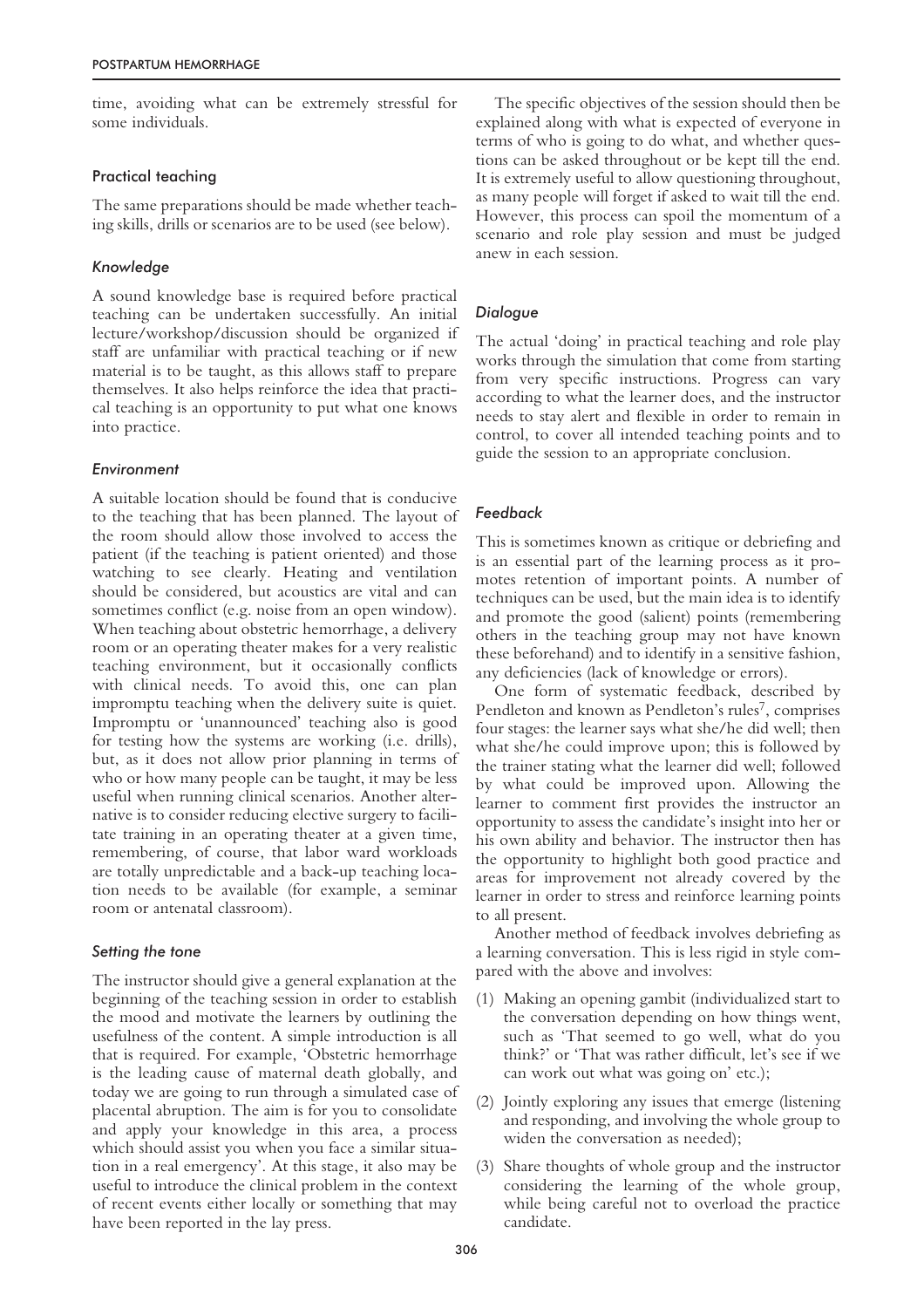time, avoiding what can be extremely stressful for some individuals.

### Practical teaching

The same preparations should be made whether teaching skills, drills or scenarios are to be used (see below).

#### *Knowledge*

A sound knowledge base is required before practical teaching can be undertaken successfully. An initial lecture/workshop/discussion should be organized if staff are unfamiliar with practical teaching or if new material is to be taught, as this allows staff to prepare themselves. It also helps reinforce the idea that practical teaching is an opportunity to put what one knows into practice.

#### *Environment*

A suitable location should be found that is conducive to the teaching that has been planned. The layout of the room should allow those involved to access the patient (if the teaching is patient oriented) and those watching to see clearly. Heating and ventilation should be considered, but acoustics are vital and can sometimes conflict (e.g. noise from an open window). When teaching about obstetric hemorrhage, a delivery room or an operating theater makes for a very realistic teaching environment, but it occasionally conflicts with clinical needs. To avoid this, one can plan impromptu teaching when the delivery suite is quiet. Impromptu or 'unannounced' teaching also is good for testing how the systems are working (i.e. drills), but, as it does not allow prior planning in terms of who or how many people can be taught, it may be less useful when running clinical scenarios. Another alternative is to consider reducing elective surgery to facilitate training in an operating theater at a given time, remembering, of course, that labor ward workloads are totally unpredictable and a back-up teaching location needs to be available (for example, a seminar room or antenatal classroom).

#### *Setting the tone*

The instructor should give a general explanation at the beginning of the teaching session in order to establish the mood and motivate the learners by outlining the usefulness of the content. A simple introduction is all that is required. For example, 'Obstetric hemorrhage is the leading cause of maternal death globally, and today we are going to run through a simulated case of placental abruption. The aim is for you to consolidate and apply your knowledge in this area, a process which should assist you when you face a similar situation in a real emergency'. At this stage, it also may be useful to introduce the clinical problem in the context of recent events either locally or something that may have been reported in the lay press.

The specific objectives of the session should then be explained along with what is expected of everyone in terms of who is going to do what, and whether questions can be asked throughout or be kept till the end. It is extremely useful to allow questioning throughout, as many people will forget if asked to wait till the end. However, this process can spoil the momentum of a scenario and role play session and must be judged anew in each session.

#### *Dialogue*

The actual 'doing' in practical teaching and role play works through the simulation that come from starting from very specific instructions. Progress can vary according to what the learner does, and the instructor needs to stay alert and flexible in order to remain in control, to cover all intended teaching points and to guide the session to an appropriate conclusion.

#### *Feedback*

This is sometimes known as critique or debriefing and is an essential part of the learning process as it promotes retention of important points. A number of techniques can be used, but the main idea is to identify and promote the good (salient) points (remembering others in the teaching group may not have known these beforehand) and to identify in a sensitive fashion, any deficiencies (lack of knowledge or errors).

One form of systematic feedback, described by Pendleton and known as Pendleton's rules[7], comprises four stages: the learner says what she/he did well; then what she/he could improve upon; this is followed by the trainer stating what the learner did well; followed by what could be improved upon. Allowing the learner to comment first provides the instructor an opportunity to assess the candidate's insight into her or his own ability and behavior. The instructor then has the opportunity to highlight both good practice and areas for improvement not already covered by the learner in order to stress and reinforce learning points to all present.

Another method of feedback involves debriefing as a learning conversation. This is less rigid in style compared with the above and involves:

(1) Making an opening gambit (individualized start to the conversation depending on how things went, such as 'That seemed to go well, what do you think?' or 'That was rather difficult, let's see if we can work out what was going on' etc.);

(2) Jointly exploring any issues that emerge (listening and responding, and involving the whole group to widen the conversation as needed);

(3) Share thoughts of whole group and the instructor considering the learning of the whole group, while being careful not to overload the practice candidate.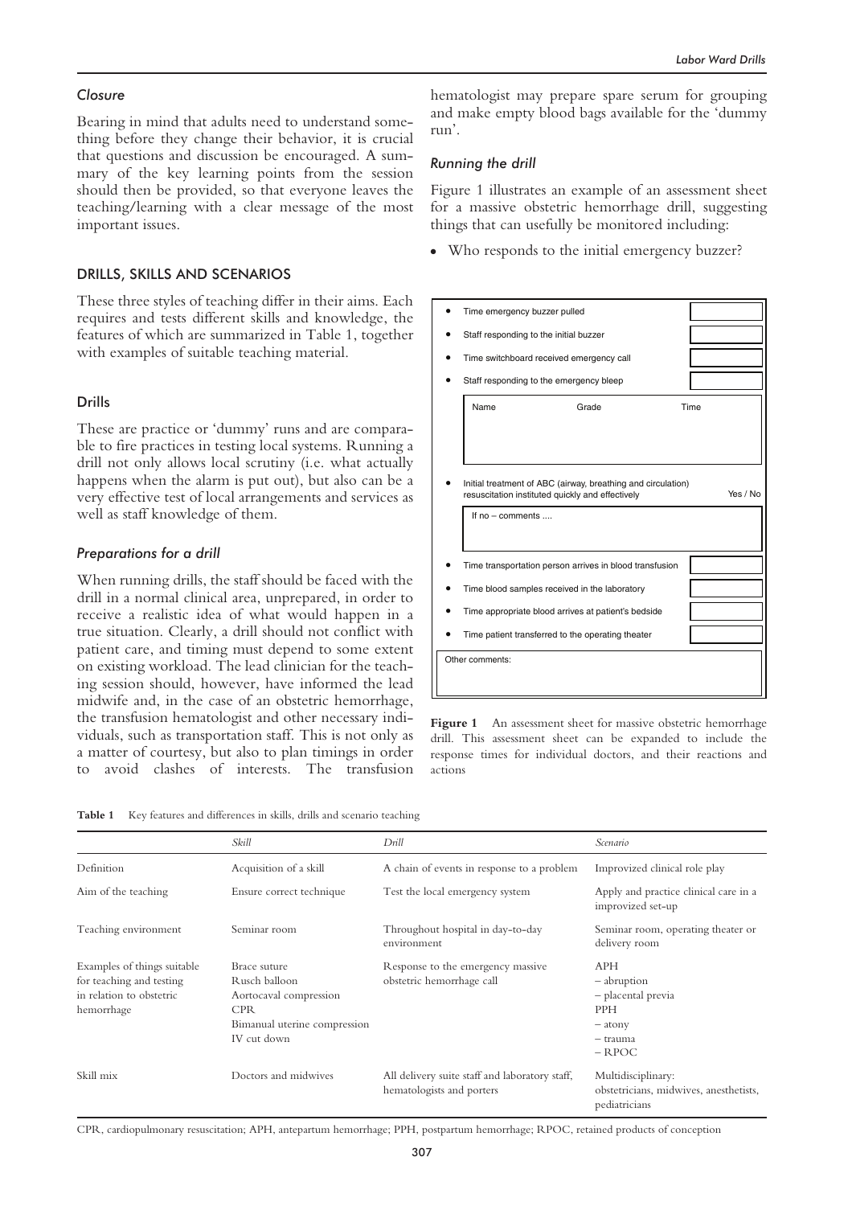### *Closure*

Bearing in mind that adults need to understand something before they change their behavior, it is crucial that questions and discussion be encouraged. A summary of the key learning points from the session should then be provided, so that everyone leaves the teaching/learning with a clear message of the most important issues.

## DRILLS, SKILLS AND SCENARIOS

These three styles of teaching differ in their aims. Each requires and tests different skills and knowledge, the features of which are summarized in Table 1, together with examples of suitable teaching material.

### Drills

These are practice or 'dummy' runs and are comparable to fire practices in testing local systems. Running a drill not only allows local scrutiny (i.e. what actually happens when the alarm is put out), but also can be a very effective test of local arrangements and services as well as staff knowledge of them.

### *Preparations for a drill*

When running drills, the staff should be faced with the drill in a normal clinical area, unprepared, in order to receive a realistic idea of what would happen in a true situation. Clearly, a drill should not conflict with patient care, and timing must depend to some extent on existing workload. The lead clinician for the teaching session should, however, have informed the lead midwife and, in the case of an obstetric hemorrhage, the transfusion hematologist and other necessary individuals, such as transportation staff. This is not only as a matter of courtesy, but also to plan timings in order to avoid clashes of interests. The transfusion hematologist may prepare spare serum for grouping and make empty blood bags available for the 'dummy run'.

### *Running the drill*

Figure 1 illustrates an example of an assessment sheet for a massive obstetric hemorrhage drill, suggesting things that can usefully be monitored including:

- Who responds to the initial emergency buzzer?

- Time emergency buzzer pulled [ ]
- Staff responding to the initial buzzer [ ]
- Time switchboard received emergency call [ ]
- Staff responding to the emergency bleep [ ]

| Name | Grade | Time |
|---|---|---|
| | | |

- Initial treatment of ABC (airway, breathing and circulation) resuscitation instituted quickly and effectively — Yes / No

  If no – comments ....

- Time transportation person arrives in blood transfusion [ ]
- Time blood samples received in the laboratory [ ]
- Time appropriate blood arrives at patient's bedside [ ]
- Time patient transferred to the operating theater [ ]

Other comments:

**Figure 1** An assessment sheet for massive obstetric hemorrhage drill. This assessment sheet can be expanded to include the response times for individual doctors, and their reactions and actions

**Table 1** Key features and differences in skills, drills and scenario teaching

| | *Skill* | *Drill* | *Scenario* |
|---|---|---|---|
| Definition | Acquisition of a skill | A chain of events in response to a problem | Improvized clinical role play |
| Aim of the teaching | Ensure correct technique | Test the local emergency system | Apply and practice clinical care in a improvized set-up |
| Teaching environment | Seminar room | Throughout hospital in day-to-day environment | Seminar room, operating theater or delivery room |
| Examples of things suitable for teaching and testing in relation to obstetric hemorrhage | Brace suture<br>Rusch balloon<br>Aortocaval compression<br>CPR<br>Bimanual uterine compression<br>IV cut down | Response to the emergency massive obstetric hemorrhage call | APH<br>– abruption<br>– placental previa<br>PPH<br>– atony<br>– trauma<br>– RPOC |
| Skill mix | Doctors and midwives | All delivery suite staff and laboratory staff, hematologists and porters | Multidisciplinary: obstetricians, midwives, anesthetists, pediatricians |

CPR, cardiopulmonary resuscitation; APH, antepartum hemorrhage; PPH, postpartum hemorrhage; RPOC, retained products of conception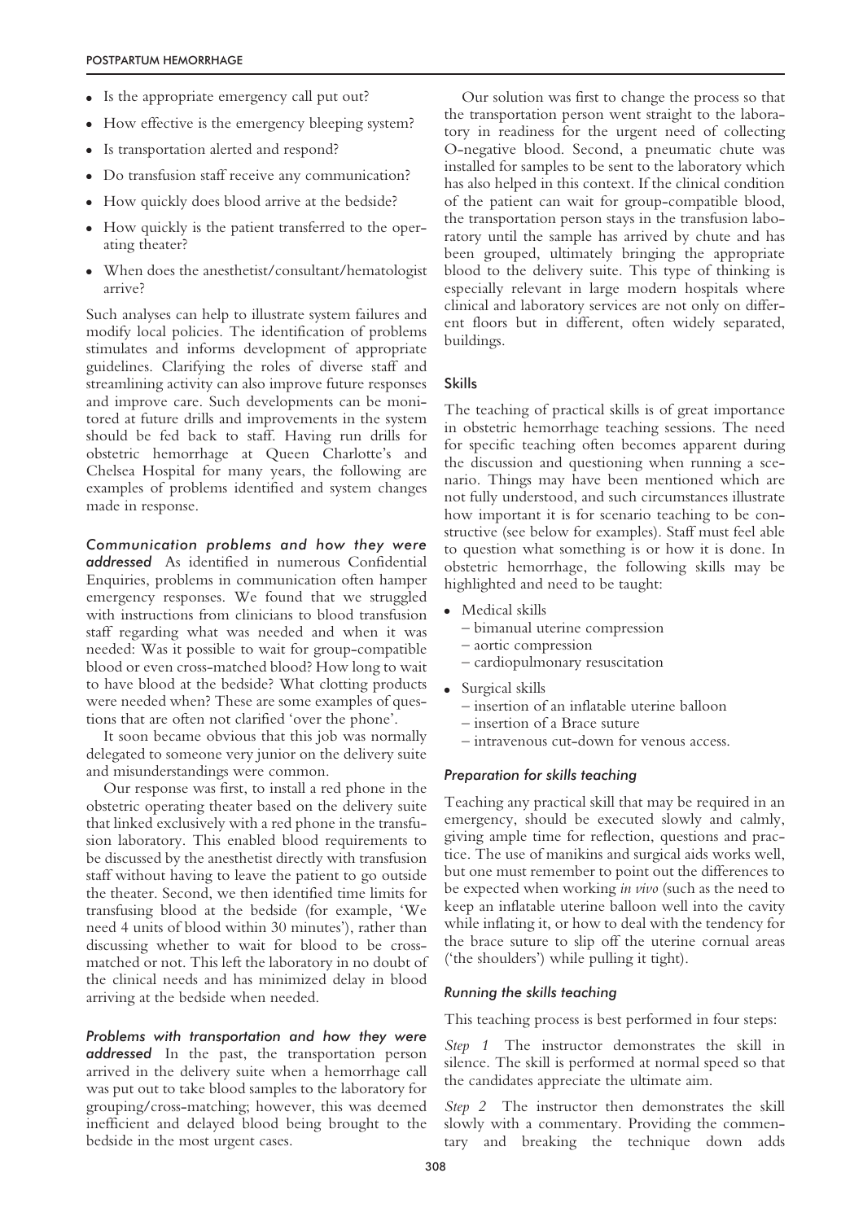- Is the appropriate emergency call put out?
- How effective is the emergency bleeping system?
- Is transportation alerted and respond?
- Do transfusion staff receive any communication?
- How quickly does blood arrive at the bedside?
- How quickly is the patient transferred to the operating theater?
- When does the anesthetist/consultant/hematologist arrive?

Such analyses can help to illustrate system failures and modify local policies. The identification of problems stimulates and informs development of appropriate guidelines. Clarifying the roles of diverse staff and streamlining activity can also improve future responses and improve care. Such developments can be monitored at future drills and improvements in the system should be fed back to staff. Having run drills for obstetric hemorrhage at Queen Charlotte's and Chelsea Hospital for many years, the following are examples of problems identified and system changes made in response.

*Communication problems and how they were addressed* As identified in numerous Confidential Enquiries, problems in communication often hamper emergency responses. We found that we struggled with instructions from clinicians to blood transfusion staff regarding what was needed and when it was needed: Was it possible to wait for group-compatible blood or even cross-matched blood? How long to wait to have blood at the bedside? What clotting products were needed when? These are some examples of questions that are often not clarified 'over the phone'.

It soon became obvious that this job was normally delegated to someone very junior on the delivery suite and misunderstandings were common.

Our response was first, to install a red phone in the obstetric operating theater based on the delivery suite that linked exclusively with a red phone in the transfusion laboratory. This enabled blood requirements to be discussed by the anesthetist directly with transfusion staff without having to leave the patient to go outside the theater. Second, we then identified time limits for transfusing blood at the bedside (for example, 'We need 4 units of blood within 30 minutes'), rather than discussing whether to wait for blood to be cross-matched or not. This left the laboratory in no doubt of the clinical needs and has minimized delay in blood arriving at the bedside when needed.

*Problems with transportation and how they were addressed* In the past, the transportation person arrived in the delivery suite when a hemorrhage call was put out to take blood samples to the laboratory for grouping/cross-matching; however, this was deemed inefficient and delayed blood being brought to the bedside in the most urgent cases.

Our solution was first to change the process so that the transportation person went straight to the laboratory in readiness for the urgent need of collecting O-negative blood. Second, a pneumatic chute was installed for samples to be sent to the laboratory which has also helped in this context. If the clinical condition of the patient can wait for group-compatible blood, the transportation person stays in the transfusion laboratory until the sample has arrived by chute and has been grouped, ultimately bringing the appropriate blood to the delivery suite. This type of thinking is especially relevant in large modern hospitals where clinical and laboratory services are not only on different floors but in different, often widely separated, buildings.

### Skills

The teaching of practical skills is of great importance in obstetric hemorrhage teaching sessions. The need for specific teaching often becomes apparent during the discussion and questioning when running a scenario. Things may have been mentioned which are not fully understood, and such circumstances illustrate how important it is for scenario teaching to be constructive (see below for examples). Staff must feel able to question what something is or how it is done. In obstetric hemorrhage, the following skills may be highlighted and need to be taught:

- Medical skills
  - bimanual uterine compression
  - aortic compression
  - cardiopulmonary resuscitation
- Surgical skills
  - insertion of an inflatable uterine balloon
  - insertion of a Brace suture
  - intravenous cut-down for venous access.

#### *Preparation for skills teaching*

Teaching any practical skill that may be required in an emergency, should be executed slowly and calmly, giving ample time for reflection, questions and practice. The use of manikins and surgical aids works well, but one must remember to point out the differences to be expected when working *in vivo* (such as the need to keep an inflatable uterine balloon well into the cavity while inflating it, or how to deal with the tendency for the brace suture to slip off the uterine cornual areas ('the shoulders') while pulling it tight).

#### *Running the skills teaching*

This teaching process is best performed in four steps:

*Step 1* The instructor demonstrates the skill in silence. The skill is performed at normal speed so that the candidates appreciate the ultimate aim.

*Step 2* The instructor then demonstrates the skill slowly with a commentary. Providing the commentary and breaking the technique down adds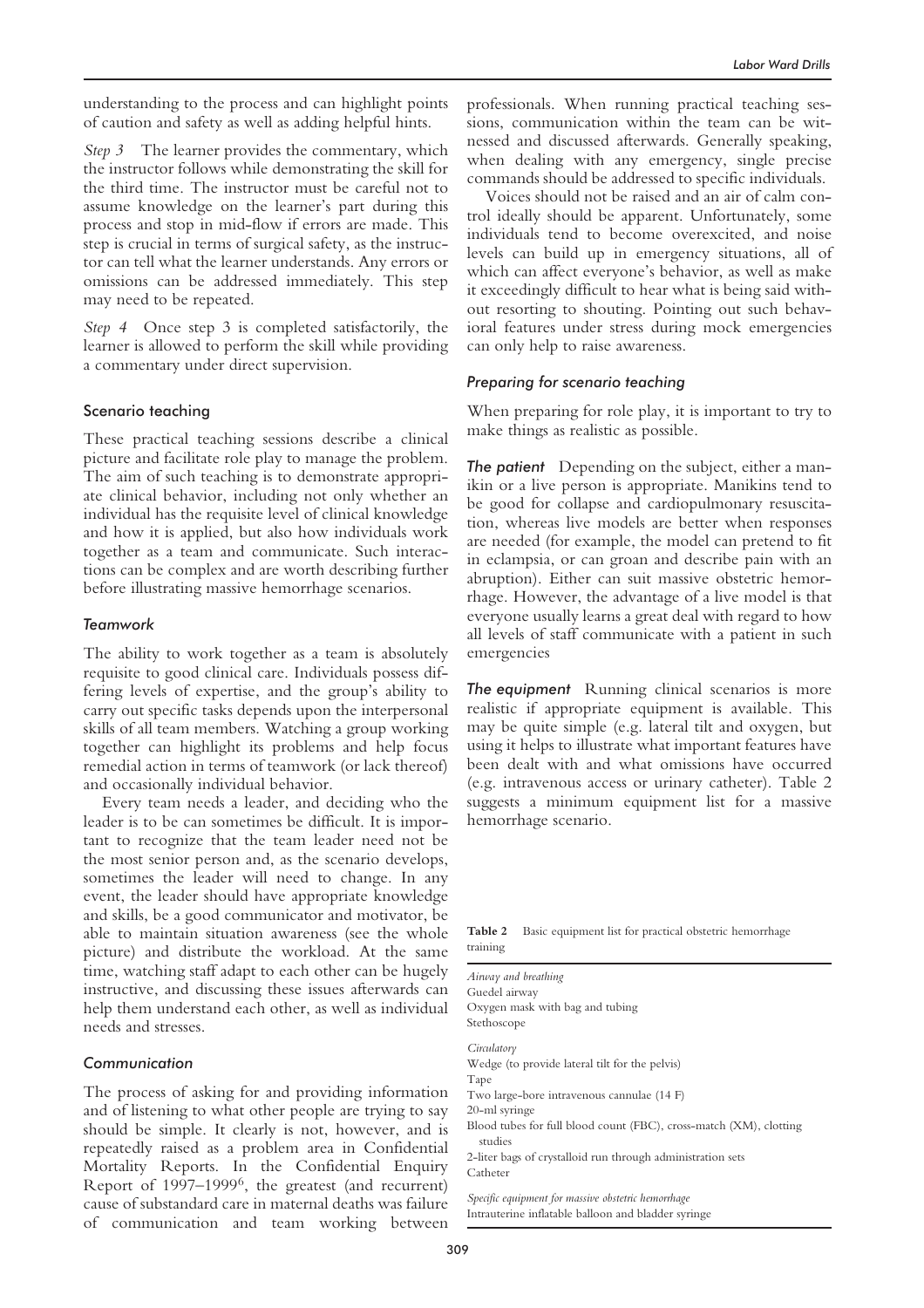understanding to the process and can highlight points of caution and safety as well as adding helpful hints.

*Step 3* The learner provides the commentary, which the instructor follows while demonstrating the skill for the third time. The instructor must be careful not to assume knowledge on the learner's part during this process and stop in mid-flow if errors are made. This step is crucial in terms of surgical safety, as the instructor can tell what the learner understands. Any errors or omissions can be addressed immediately. This step may need to be repeated.

*Step 4* Once step 3 is completed satisfactorily, the learner is allowed to perform the skill while providing a commentary under direct supervision.

### Scenario teaching

These practical teaching sessions describe a clinical picture and facilitate role play to manage the problem. The aim of such teaching is to demonstrate appropriate clinical behavior, including not only whether an individual has the requisite level of clinical knowledge and how it is applied, but also how individuals work together as a team and communicate. Such interactions can be complex and are worth describing further before illustrating massive hemorrhage scenarios.

#### *Teamwork*

The ability to work together as a team is absolutely requisite to good clinical care. Individuals possess differing levels of expertise, and the group's ability to carry out specific tasks depends upon the interpersonal skills of all team members. Watching a group working together can highlight its problems and help focus remedial action in terms of teamwork (or lack thereof) and occasionally individual behavior.

Every team needs a leader, and deciding who the leader is to be can sometimes be difficult. It is important to recognize that the team leader need not be the most senior person and, as the scenario develops, sometimes the leader will need to change. In any event, the leader should have appropriate knowledge and skills, be a good communicator and motivator, be able to maintain situation awareness (see the whole picture) and distribute the workload. At the same time, watching staff adapt to each other can be hugely instructive, and discussing these issues afterwards can help them understand each other, as well as individual needs and stresses.

#### *Communication*

The process of asking for and providing information and of listening to what other people are trying to say should be simple. It clearly is not, however, and is repeatedly raised as a problem area in Confidential Mortality Reports. In the Confidential Enquiry Report of 1997–1999[6], the greatest (and recurrent) cause of substandard care in maternal deaths was failure of communication and team working between professionals. When running practical teaching sessions, communication within the team can be witnessed and discussed afterwards. Generally speaking, when dealing with any emergency, single precise commands should be addressed to specific individuals.

Voices should not be raised and an air of calm control ideally should be apparent. Unfortunately, some individuals tend to become overexcited, and noise levels can build up in emergency situations, all of which can affect everyone's behavior, as well as make it exceedingly difficult to hear what is being said without resorting to shouting. Pointing out such behavioral features under stress during mock emergencies can only help to raise awareness.

#### *Preparing for scenario teaching*

When preparing for role play, it is important to try to make things as realistic as possible.

***The patient*** Depending on the subject, either a manikin or a live person is appropriate. Manikins tend to be good for collapse and cardiopulmonary resuscitation, whereas live models are better when responses are needed (for example, the model can pretend to fit in eclampsia, or can groan and describe pain with an abruption). Either can suit massive obstetric hemorrhage. However, the advantage of a live model is that everyone usually learns a great deal with regard to how all levels of staff communicate with a patient in such emergencies

***The equipment*** Running clinical scenarios is more realistic if appropriate equipment is available. This may be quite simple (e.g. lateral tilt and oxygen, but using it helps to illustrate what important features have been dealt with and what omissions have occurred (e.g. intravenous access or urinary catheter). Table 2 suggests a minimum equipment list for a massive hemorrhage scenario.

**Table 2** Basic equipment list for practical obstetric hemorrhage training

| |
|---|
| *Airway and breathing* |
| Guedel airway |
| Oxygen mask with bag and tubing |
| Stethoscope |
| *Circulatory* |
| Wedge (to provide lateral tilt for the pelvis) |
| Tape |
| Two large-bore intravenous cannulae (14 F) |
| 20-ml syringe |
| Blood tubes for full blood count (FBC), cross-match (XM), clotting studies |
| 2-liter bags of crystalloid run through administration sets |
| Catheter |
| *Specific equipment for massive obstetric hemorrhage* |
| Intrauterine inflatable balloon and bladder syringe |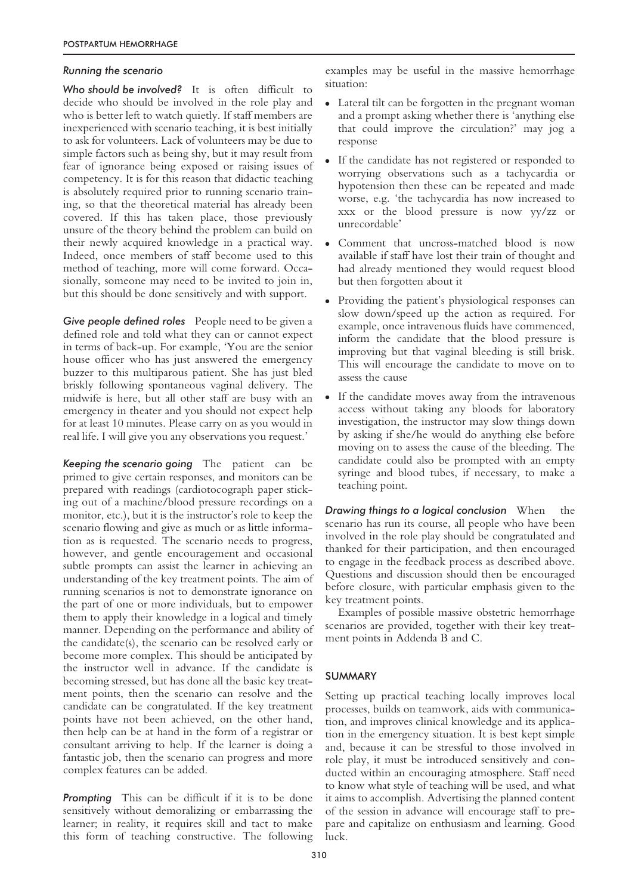### Running the scenario

***Who should be involved?*** It is often difficult to decide who should be involved in the role play and who is better left to watch quietly. If staff members are inexperienced with scenario teaching, it is best initially to ask for volunteers. Lack of volunteers may be due to simple factors such as being shy, but it may result from fear of ignorance being exposed or raising issues of competency. It is for this reason that didactic teaching is absolutely required prior to running scenario training, so that the theoretical material has already been covered. If this has taken place, those previously unsure of the theory behind the problem can build on their newly acquired knowledge in a practical way. Indeed, once members of staff become used to this method of teaching, more will come forward. Occasionally, someone may need to be invited to join in, but this should be done sensitively and with support.

***Give people defined roles*** People need to be given a defined role and told what they can or cannot expect in terms of back-up. For example, 'You are the senior house officer who has just answered the emergency buzzer to this multiparous patient. She has just bled briskly following spontaneous vaginal delivery. The midwife is here, but all other staff are busy with an emergency in theater and you should not expect help for at least 10 minutes. Please carry on as you would in real life. I will give you any observations you request.'

***Keeping the scenario going*** The patient can be primed to give certain responses, and monitors can be prepared with readings (cardiotocograph paper sticking out of a machine/blood pressure recordings on a monitor, etc.), but it is the instructor's role to keep the scenario flowing and give as much or as little information as is requested. The scenario needs to progress, however, and gentle encouragement and occasional subtle prompts can assist the learner in achieving an understanding of the key treatment points. The aim of running scenarios is not to demonstrate ignorance on the part of one or more individuals, but to empower them to apply their knowledge in a logical and timely manner. Depending on the performance and ability of the candidate(s), the scenario can be resolved early or become more complex. This should be anticipated by the instructor well in advance. If the candidate is becoming stressed, but has done all the basic key treatment points, then the scenario can resolve and the candidate can be congratulated. If the key treatment points have not been achieved, on the other hand, then help can be at hand in the form of a registrar or consultant arriving to help. If the learner is doing a fantastic job, then the scenario can progress and more complex features can be added.

***Prompting*** This can be difficult if it is to be done sensitively without demoralizing or embarrassing the learner; in reality, it requires skill and tact to make this form of teaching constructive. The following examples may be useful in the massive hemorrhage situation:

- Lateral tilt can be forgotten in the pregnant woman and a prompt asking whether there is 'anything else that could improve the circulation?' may jog a response
- If the candidate has not registered or responded to worrying observations such as a tachycardia or hypotension then these can be repeated and made worse, e.g. 'the tachycardia has now increased to xxx or the blood pressure is now yy/zz or unrecordable'
- Comment that uncross-matched blood is now available if staff have lost their train of thought and had already mentioned they would request blood but then forgotten about it
- Providing the patient's physiological responses can slow down/speed up the action as required. For example, once intravenous fluids have commenced, inform the candidate that the blood pressure is improving but that vaginal bleeding is still brisk. This will encourage the candidate to move on to assess the cause
- If the candidate moves away from the intravenous access without taking any bloods for laboratory investigation, the instructor may slow things down by asking if she/he would do anything else before moving on to assess the cause of the bleeding. The candidate could also be prompted with an empty syringe and blood tubes, if necessary, to make a teaching point.

***Drawing things to a logical conclusion*** When the scenario has run its course, all people who have been involved in the role play should be congratulated and thanked for their participation, and then encouraged to engage in the feedback process as described above. Questions and discussion should then be encouraged before closure, with particular emphasis given to the key treatment points.

Examples of possible massive obstetric hemorrhage scenarios are provided, together with their key treatment points in Addenda B and C.

## SUMMARY

Setting up practical teaching locally improves local processes, builds on teamwork, aids with communication, and improves clinical knowledge and its application in the emergency situation. It is best kept simple and, because it can be stressful to those involved in role play, it must be introduced sensitively and conducted within an encouraging atmosphere. Staff need to know what style of teaching will be used, and what it aims to accomplish. Advertising the planned content of the session in advance will encourage staff to prepare and capitalize on enthusiasm and learning. Good luck.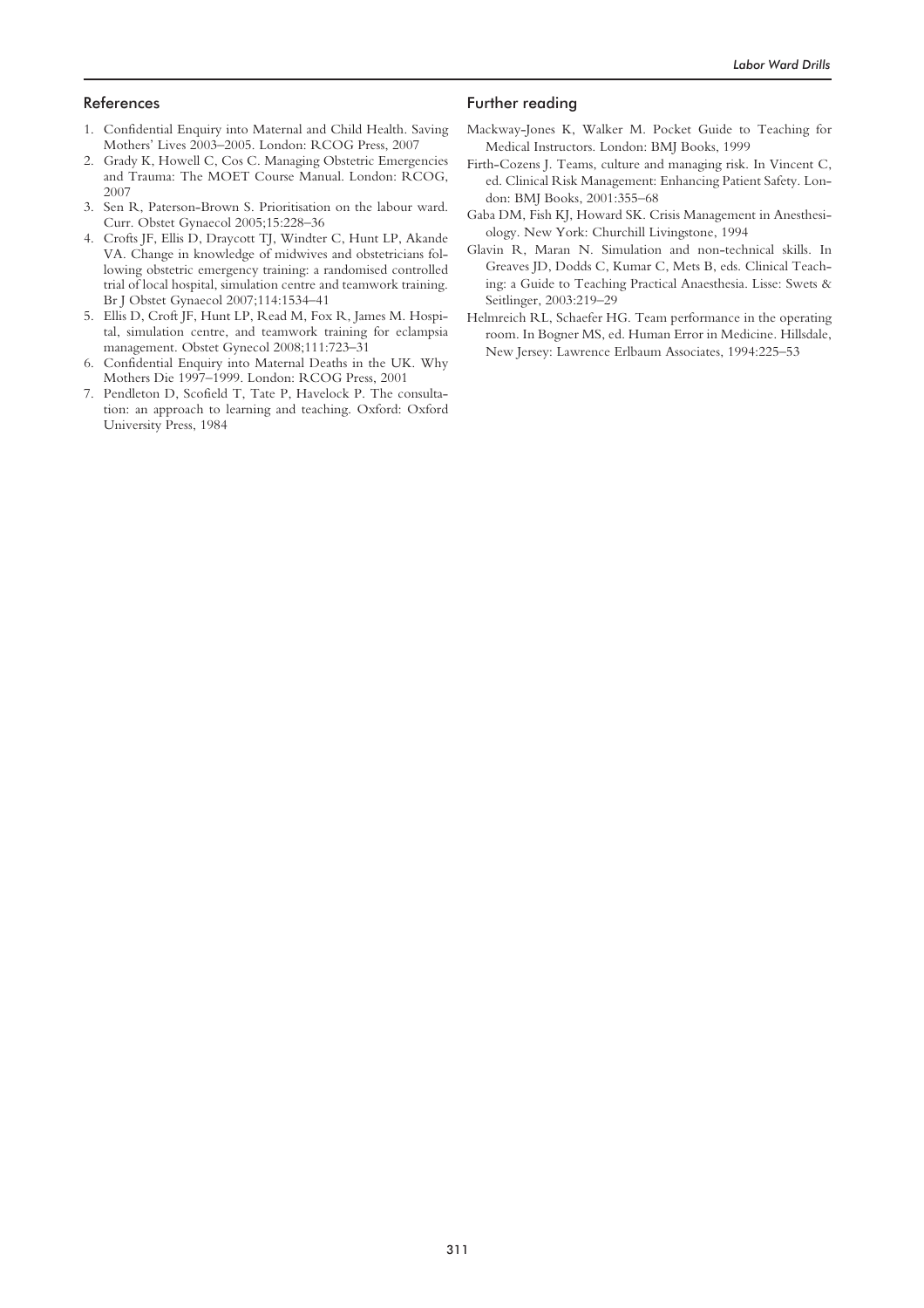## References

1. Confidential Enquiry into Maternal and Child Health. Saving Mothers' Lives 2003–2005. London: RCOG Press, 2007
2. Grady K, Howell C, Cos C. Managing Obstetric Emergencies and Trauma: The MOET Course Manual. London: RCOG, 2007
3. Sen R, Paterson-Brown S. Prioritisation on the labour ward. Curr. Obstet Gynaecol 2005;15:228–36
4. Crofts JF, Ellis D, Draycott TJ, Windter C, Hunt LP, Akande VA. Change in knowledge of midwives and obstetricians following obstetric emergency training: a randomised controlled trial of local hospital, simulation centre and teamwork training. Br J Obstet Gynaecol 2007;114:1534–41
5. Ellis D, Croft JF, Hunt LP, Read M, Fox R, James M. Hospital, simulation centre, and teamwork training for eclampsia management. Obstet Gynecol 2008;111:723–31
6. Confidential Enquiry into Maternal Deaths in the UK. Why Mothers Die 1997–1999. London: RCOG Press, 2001
7. Pendleton D, Scofield T, Tate P, Havelock P. The consultation: an approach to learning and teaching. Oxford: Oxford University Press, 1984

## Further reading

Mackway-Jones K, Walker M. Pocket Guide to Teaching for Medical Instructors. London: BMJ Books, 1999

Firth-Cozens J. Teams, culture and managing risk. In Vincent C, ed. Clinical Risk Management: Enhancing Patient Safety. London: BMJ Books, 2001:355–68

Gaba DM, Fish KJ, Howard SK. Crisis Management in Anesthesiology. New York: Churchill Livingstone, 1994

Glavin R, Maran N. Simulation and non-technical skills. In Greaves JD, Dodds C, Kumar C, Mets B, eds. Clinical Teaching: a Guide to Teaching Practical Anaesthesia. Lisse: Swets & Seitlinger, 2003:219–29

Helmreich RL, Schaefer HG. Team performance in the operating room. In Bogner MS, ed. Human Error in Medicine. Hillsdale, New Jersey: Lawrence Erlbaum Associates, 1994:225–53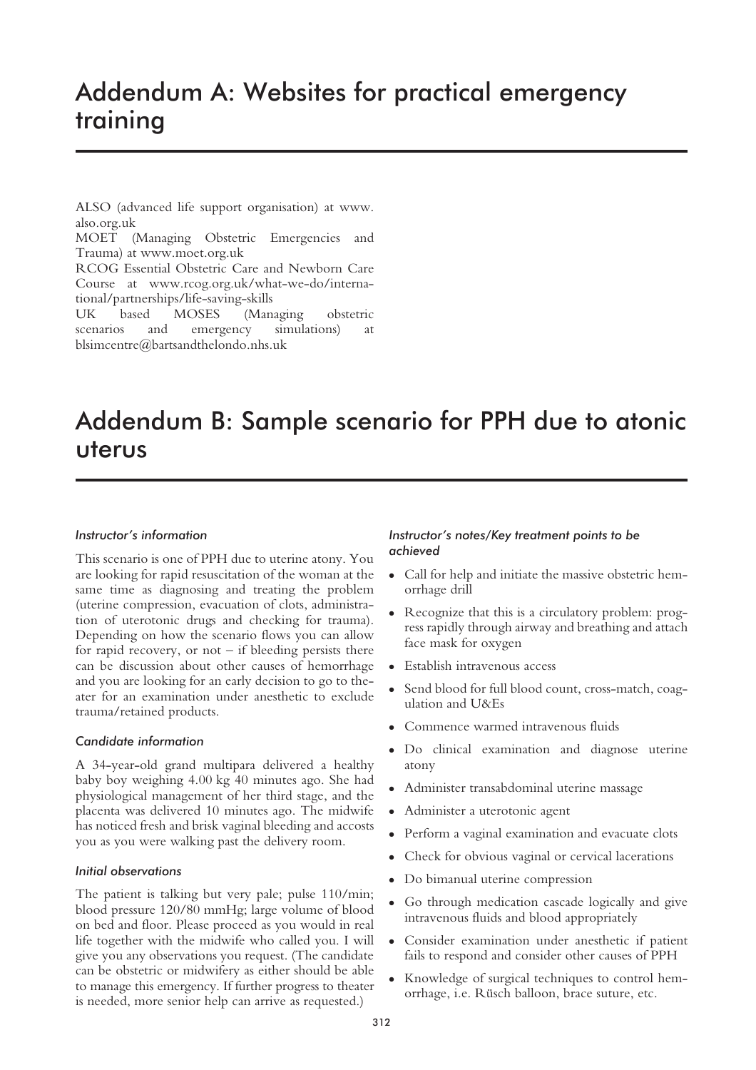# Addendum A: Websites for practical emergency training

ALSO (advanced life support organisation) at www.also.org.uk
MOET (Managing Obstetric Emergencies and Trauma) at www.moet.org.uk
RCOG Essential Obstetric Care and Newborn Care Course at www.rcog.org.uk/what-we-do/international/partnerships/life-saving-skills
UK based MOSES (Managing obstetric scenarios and emergency simulations) at blsimcentre@bartsandthelondo.nhs.uk

# Addendum B: Sample scenario for PPH due to atonic uterus

*Instructor's information*

This scenario is one of PPH due to uterine atony. You are looking for rapid resuscitation of the woman at the same time as diagnosing and treating the problem (uterine compression, evacuation of clots, administration of uterotonic drugs and checking for trauma). Depending on how the scenario flows you can allow for rapid recovery, or not – if bleeding persists there can be discussion about other causes of hemorrhage and you are looking for an early decision to go to theater for an examination under anesthetic to exclude trauma/retained products.

*Candidate information*

A 34-year-old grand multipara delivered a healthy baby boy weighing 4.00 kg 40 minutes ago. She had physiological management of her third stage, and the placenta was delivered 10 minutes ago. The midwife has noticed fresh and brisk vaginal bleeding and accosts you as you were walking past the delivery room.

*Initial observations*

The patient is talking but very pale; pulse 110/min; blood pressure 120/80 mmHg; large volume of blood on bed and floor. Please proceed as you would in real life together with the midwife who called you. I will give you any observations you request. (The candidate can be obstetric or midwifery as either should be able to manage this emergency. If further progress to theater is needed, more senior help can arrive as requested.)

*Instructor's notes/Key treatment points to be achieved*

- Call for help and initiate the massive obstetric hemorrhage drill
- Recognize that this is a circulatory problem: progress rapidly through airway and breathing and attach face mask for oxygen
- Establish intravenous access
- Send blood for full blood count, cross-match, coagulation and U&Es
- Commence warmed intravenous fluids
- Do clinical examination and diagnose uterine atony
- Administer transabdominal uterine massage
- Administer a uterotonic agent
- Perform a vaginal examination and evacuate clots
- Check for obvious vaginal or cervical lacerations
- Do bimanual uterine compression
- Go through medication cascade logically and give intravenous fluids and blood appropriately
- Consider examination under anesthetic if patient fails to respond and consider other causes of PPH
- Knowledge of surgical techniques to control hemorrhage, i.e. Rüsch balloon, brace suture, etc.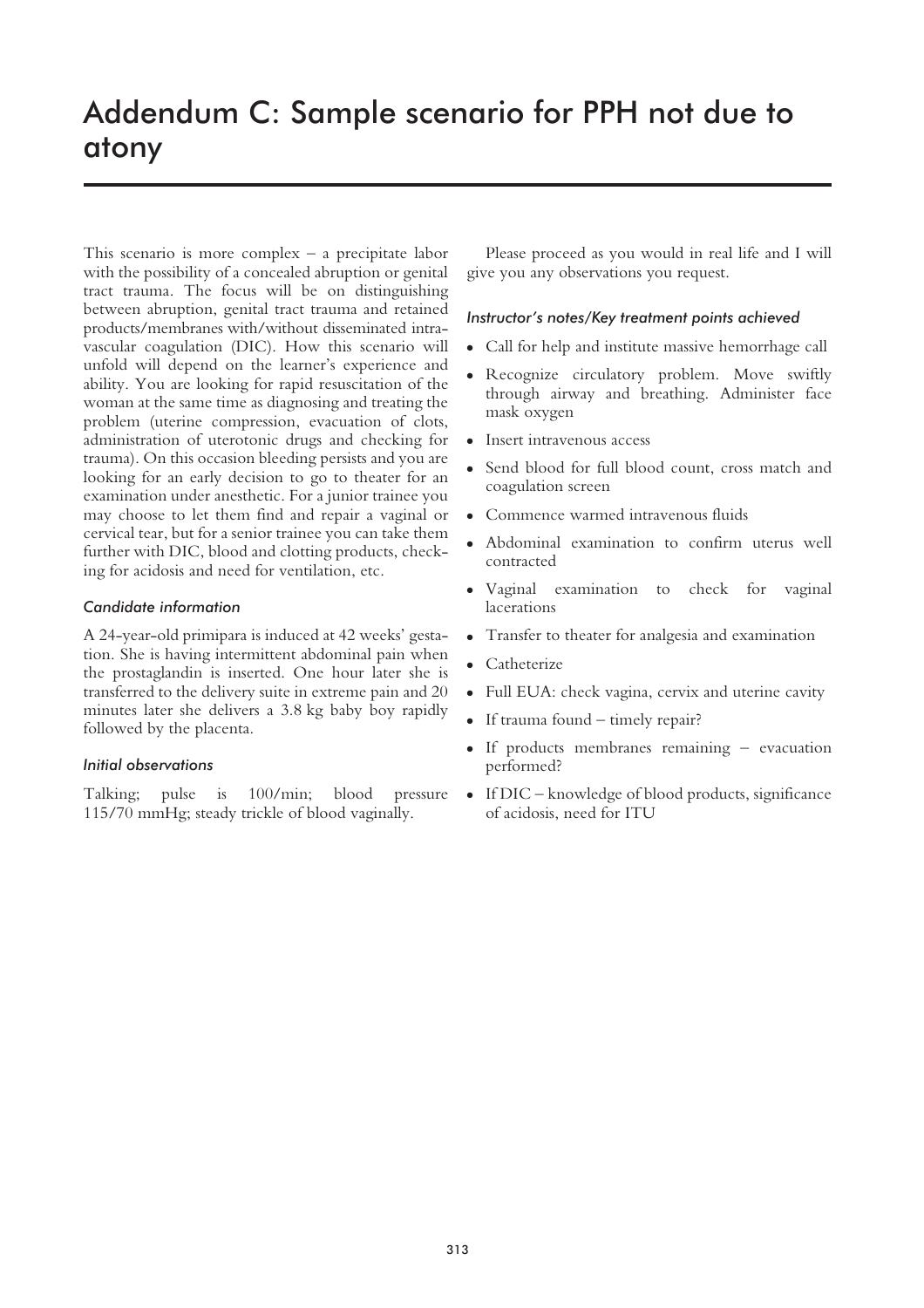# Addendum C: Sample scenario for PPH not due to atony

This scenario is more complex – a precipitate labor with the possibility of a concealed abruption or genital tract trauma. The focus will be on distinguishing between abruption, genital tract trauma and retained products/membranes with/without disseminated intravascular coagulation (DIC). How this scenario will unfold will depend on the learner's experience and ability. You are looking for rapid resuscitation of the woman at the same time as diagnosing and treating the problem (uterine compression, evacuation of clots, administration of uterotonic drugs and checking for trauma). On this occasion bleeding persists and you are looking for an early decision to go to theater for an examination under anesthetic. For a junior trainee you may choose to let them find and repair a vaginal or cervical tear, but for a senior trainee you can take them further with DIC, blood and clotting products, checking for acidosis and need for ventilation, etc.

### *Candidate information*

A 24-year-old primipara is induced at 42 weeks' gestation. She is having intermittent abdominal pain when the prostaglandin is inserted. One hour later she is transferred to the delivery suite in extreme pain and 20 minutes later she delivers a 3.8 kg baby boy rapidly followed by the placenta.

### *Initial observations*

Talking; pulse is 100/min; blood pressure 115/70 mmHg; steady trickle of blood vaginally.

Please proceed as you would in real life and I will give you any observations you request.

### *Instructor's notes/Key treatment points achieved*

- Call for help and institute massive hemorrhage call
- Recognize circulatory problem. Move swiftly through airway and breathing. Administer face mask oxygen
- Insert intravenous access
- Send blood for full blood count, cross match and coagulation screen
- Commence warmed intravenous fluids
- Abdominal examination to confirm uterus well contracted
- Vaginal examination to check for vaginal lacerations
- Transfer to theater for analgesia and examination
- Catheterize
- Full EUA: check vagina, cervix and uterine cavity
- If trauma found – timely repair?
- If products membranes remaining – evacuation performed?
- If DIC – knowledge of blood products, significance of acidosis, need for ITU